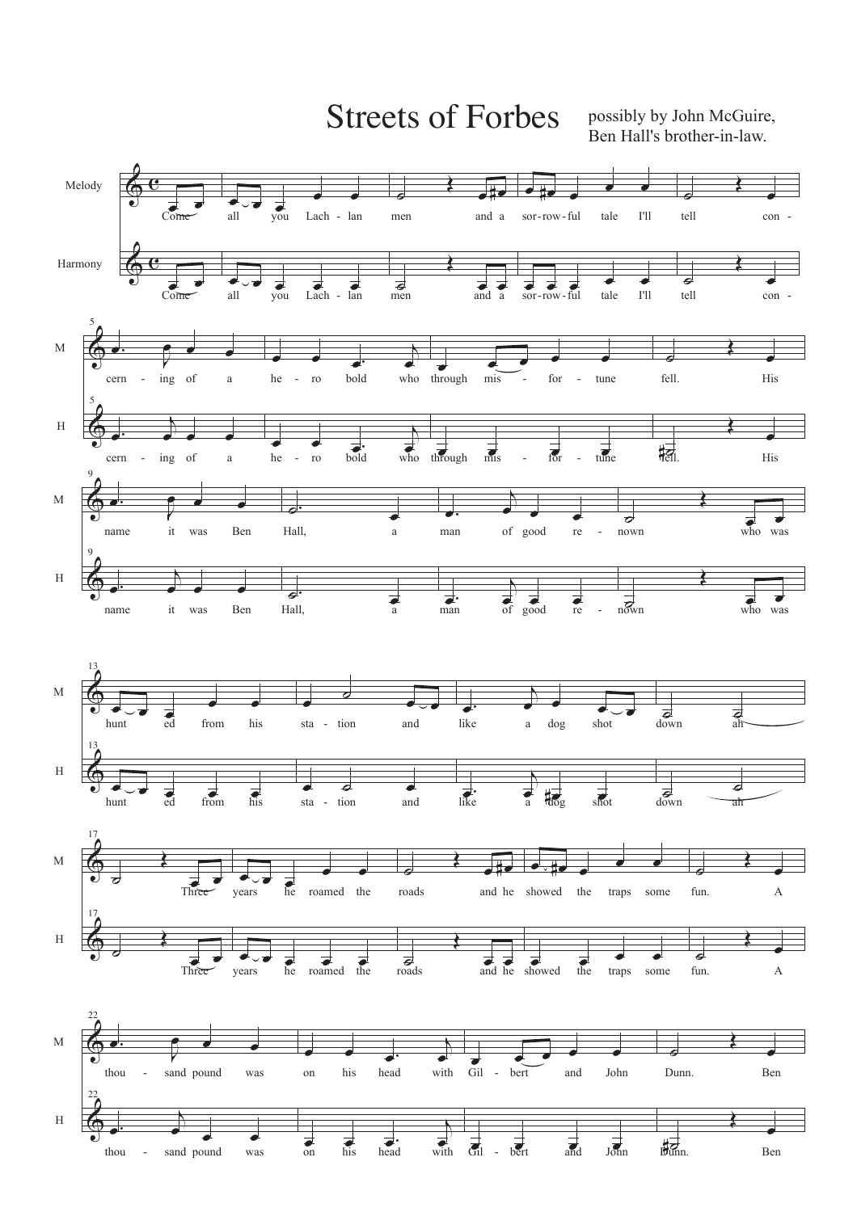# Streets of Forbes

possibly by John McGuire,
Ben Hall's brother-in-law.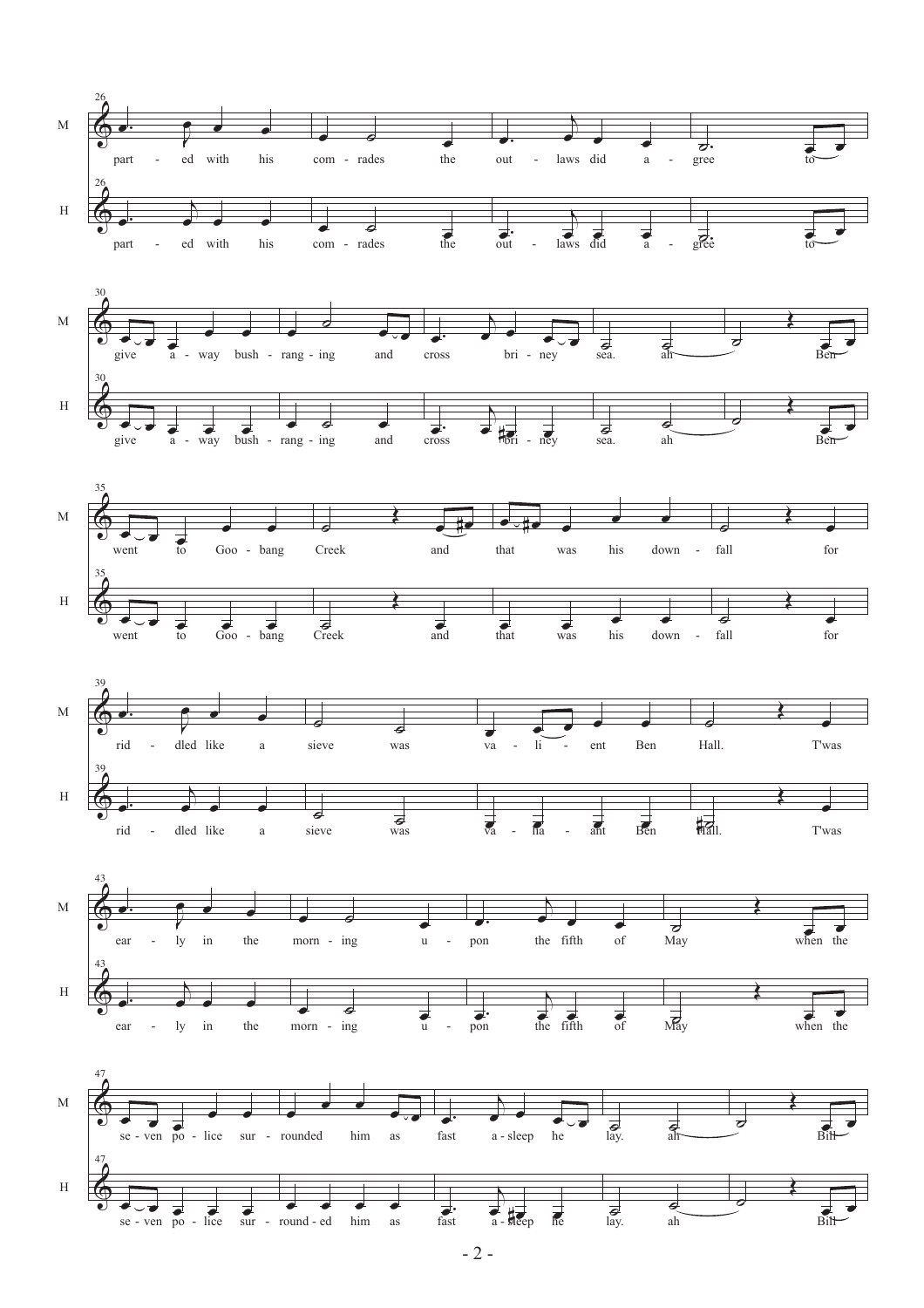**M:** part - ed with his com - rades the out - laws did a - gree to give a - way bush - rang - ing and cross bri - ney sea. ah Ben went to Goo - bang Creek and that was his down - fall for rid - dled like a sieve was va - li - ent Ben Hall. T'was ear - ly in the morn - ing u - pon the fifth of May when the se - ven po - lice sur - rounded him as fast a - sleep he lay. ah Bill

**H:** part - ed with his com - rades the out - laws did a - gree to give a - way bush - rang - ing and cross bri - ney sea. ah Ben went to Goo - bang Creek and that was his down - fall for rid - dled like a sieve was va - lia - ant Ben Hall. T'was ear - ly in the morn - ing u - pon the fifth of May when the se - ven po - lice sur - round - ed him as fast a - sleep he lay. ah Bill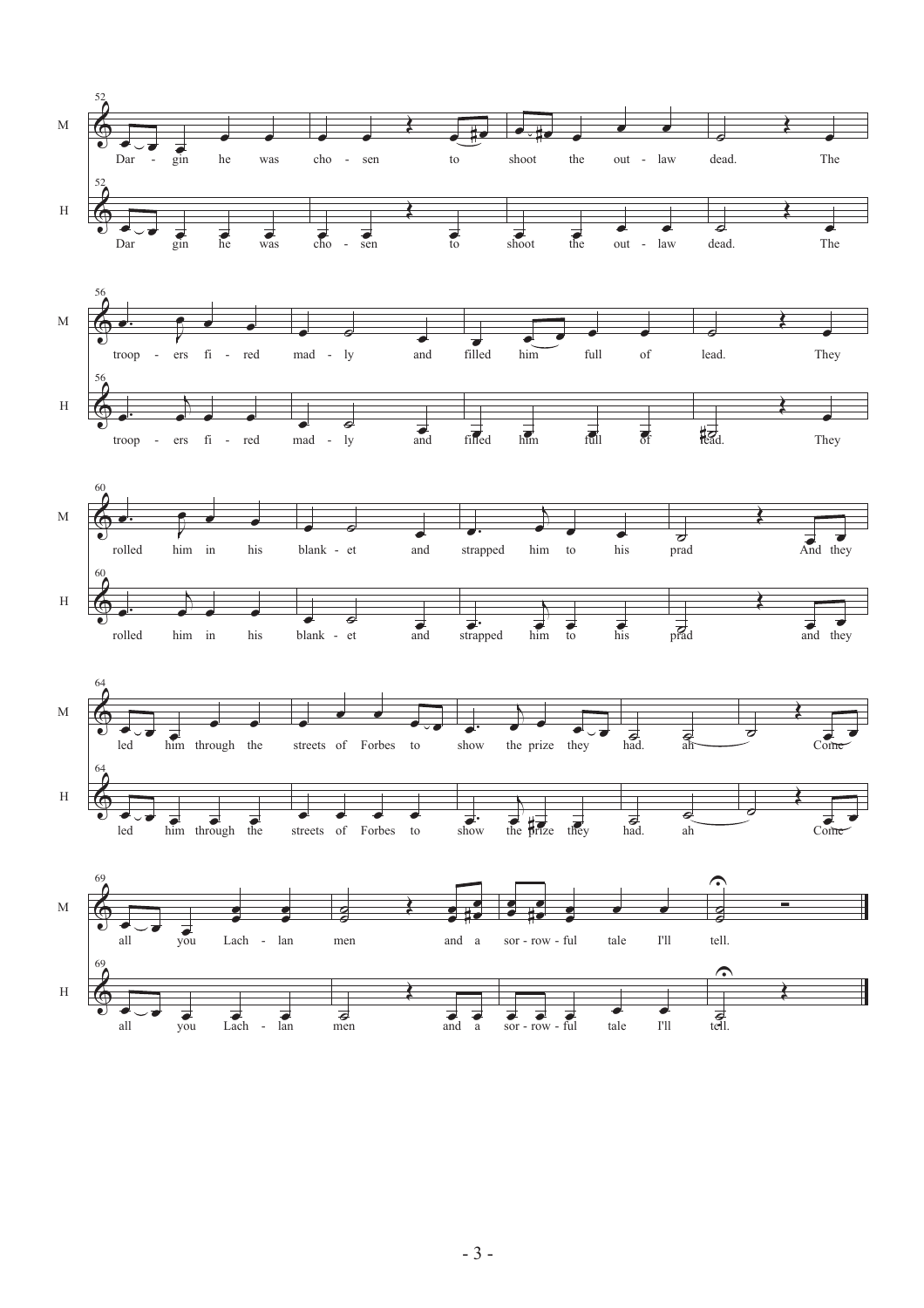M / H

Dar - gin he was cho - sen to shoot the out - law dead. The

troop - ers fi - red mad - ly and filled him full of lead. They

rolled him in his blank - et and strapped him to his prad And they

led him through the streets of Forbes to show the prize they had. ah Come

all you Lach - lan men and a sor - row - ful tale I'll tell.